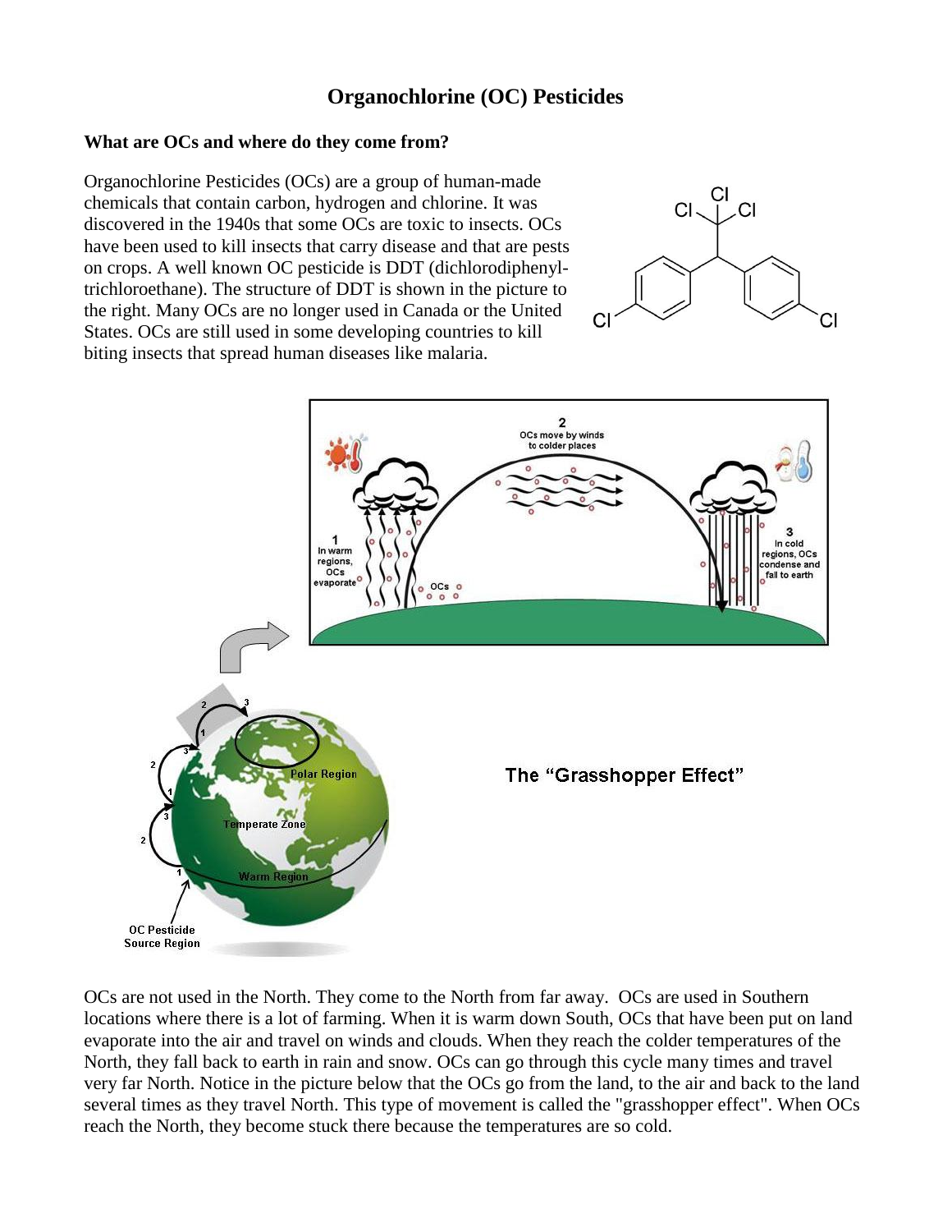# Organochlorine (OC) Pesticides

### What are OCs and where do they come from?

Organochlorine Pesticides (OCs) are a group of human-made chemicals that contain carbon, hydrogen and chlorine. It was discovered in the 1940s that some OCs are toxic to insects. OCs have been used to kill insects that carry disease and that are pests on crops. A well known OC pesticide is DDT (dichlorodiphenyl-trichloroethane). The structure of DDT is shown in the picture to the right. Many OCs are no longer used in Canada or the United States. OCs are still used in some developing countries to kill biting insects that spread human diseases like malaria.

The "Grasshopper Effect"

OCs are not used in the North. They come to the North from far away. OCs are used in Southern locations where there is a lot of farming. When it is warm down South, OCs that have been put on land evaporate into the air and travel on winds and clouds. When they reach the colder temperatures of the North, they fall back to earth in rain and snow. OCs can go through this cycle many times and travel very far North. Notice in the picture below that the OCs go from the land, to the air and back to the land several times as they travel North. This type of movement is called the "grasshopper effect". When OCs reach the North, they become stuck there because the temperatures are so cold.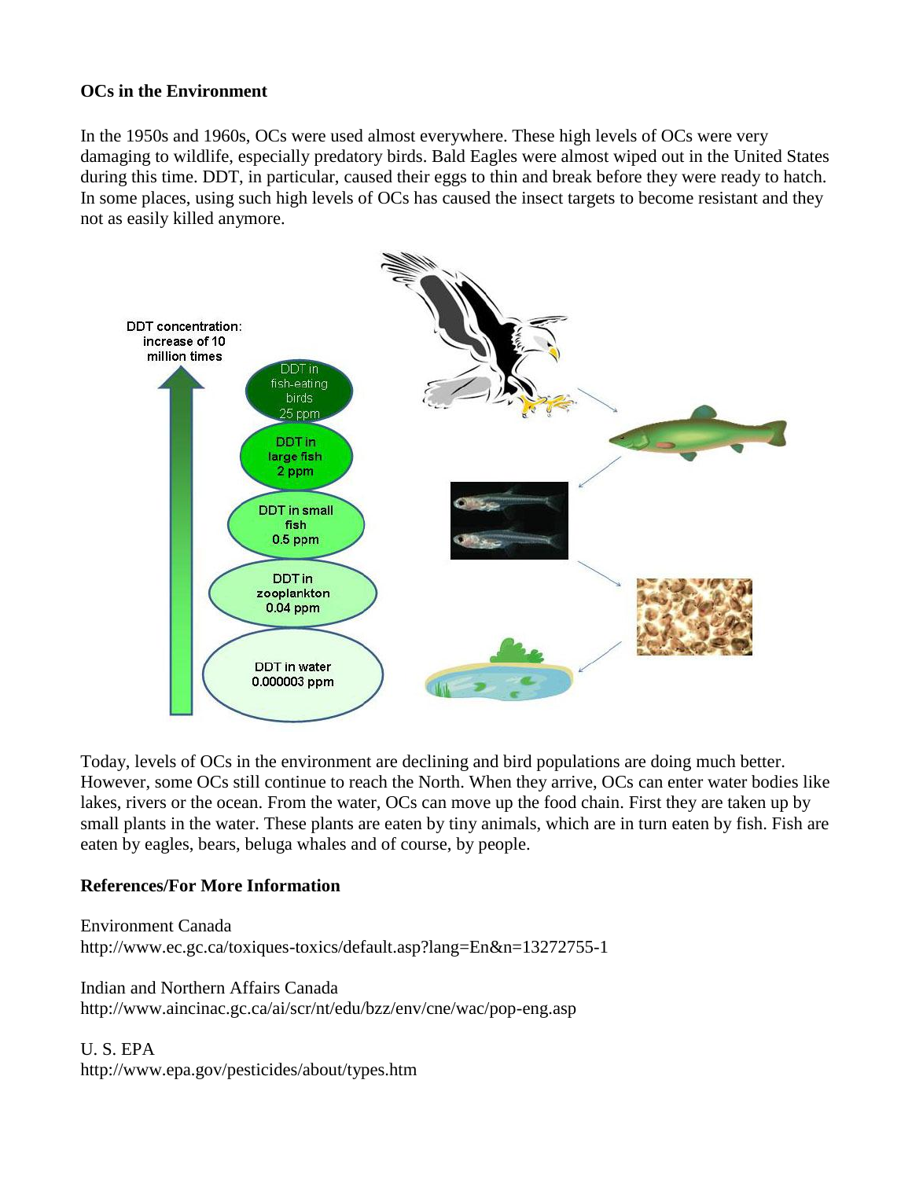**OCs in the Environment**

In the 1950s and 1960s, OCs were used almost everywhere. These high levels of OCs were very damaging to wildlife, especially predatory birds. Bald Eagles were almost wiped out in the United States during this time. DDT, in particular, caused their eggs to thin and break before they were ready to hatch. In some places, using such high levels of OCs has caused the insect targets to become resistant and they not as easily killed anymore.

DDT concentration: increase of 10 million times

DDT in fish-eating birds 25 ppm

DDT in large fish 2 ppm

DDT in small fish 0.5 ppm

DDT in zooplankton 0.04 ppm

DDT in water 0.000003 ppm

Today, levels of OCs in the environment are declining and bird populations are doing much better. However, some OCs still continue to reach the North. When they arrive, OCs can enter water bodies like lakes, rivers or the ocean. From the water, OCs can move up the food chain. First they are taken up by small plants in the water. These plants are eaten by tiny animals, which are in turn eaten by fish. Fish are eaten by eagles, bears, beluga whales and of course, by people.

**References/For More Information**

Environment Canada
http://www.ec.gc.ca/toxiques-toxics/default.asp?lang=En&n=13272755-1

Indian and Northern Affairs Canada
http://www.aincinac.gc.ca/ai/scr/nt/edu/bzz/env/cne/wac/pop-eng.asp

U. S. EPA
http://www.epa.gov/pesticides/about/types.htm